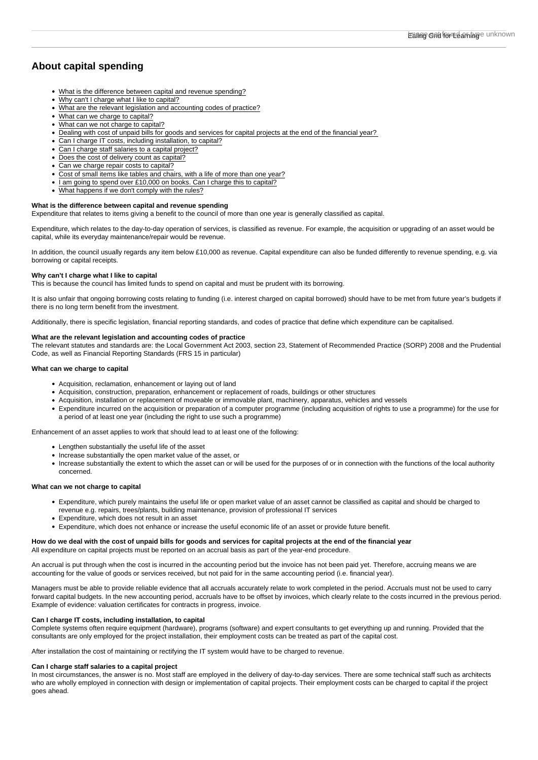# About capital spending

- What is the difference between capital and revenue spending?
- Why can't I charge what I like to capital?
- What are the relevant legislation and accounting codes of practice?
- What can we charge to capital?
- What can we not charge to capital?
- Dealing with cost of unpaid bills for goods and services for capital projects at the end of the financial year?
- Can I charge IT costs, including installation, to capital?
- Can I charge staff salaries to a capital project?
- Does the cost of delivery count as capital?
- Can we charge repair costs to capital?
- Cost of small items like tables and chairs, with a life of more than one year?
- I am going to spend over £10,000 on books. Can I charge this to capital?
- What happens if we don't comply with the rules?

**What is the difference between capital and revenue spending**

Expenditure that relates to items giving a benefit to the council of more than one year is generally classified as capital.

Expenditure, which relates to the day-to-day operation of services, is classified as revenue. For example, the acquisition or upgrading of an asset would be capital, while its everyday maintenance/repair would be revenue.

In addition, the council usually regards any item below £10,000 as revenue. Capital expenditure can also be funded differently to revenue spending, e.g. via borrowing or capital receipts.

**Why can't I charge what I like to capital**

This is because the council has limited funds to spend on capital and must be prudent with its borrowing.

It is also unfair that ongoing borrowing costs relating to funding (i.e. interest charged on capital borrowed) should have to be met from future year's budgets if there is no long term benefit from the investment.

Additionally, there is specific legislation, financial reporting standards, and codes of practice that define which expenditure can be capitalised.

**What are the relevant legislation and accounting codes of practice**

The relevant statutes and standards are: the Local Government Act 2003, section 23, Statement of Recommended Practice (SORP) 2008 and the Prudential Code, as well as Financial Reporting Standards (FRS 15 in particular)

**What can we charge to capital**

- Acquisition, reclamation, enhancement or laying out of land
- Acquisition, construction, preparation, enhancement or replacement of roads, buildings or other structures
- Acquisition, installation or replacement of moveable or immovable plant, machinery, apparatus, vehicles and vessels
- Expenditure incurred on the acquisition or preparation of a computer programme (including acquisition of rights to use a programme) for the use for a period of at least one year (including the right to use such a programme)

Enhancement of an asset applies to work that should lead to at least one of the following:

- Lengthen substantially the useful life of the asset
- Increase substantially the open market value of the asset, or
- Increase substantially the extent to which the asset can or will be used for the purposes of or in connection with the functions of the local authority concerned.

**What can we not charge to capital**

- Expenditure, which purely maintains the useful life or open market value of an asset cannot be classified as capital and should be charged to revenue e.g. repairs, trees/plants, building maintenance, provision of professional IT services
- Expenditure, which does not result in an asset
- Expenditure, which does not enhance or increase the useful economic life of an asset or provide future benefit.

**How do we deal with the cost of unpaid bills for goods and services for capital projects at the end of the financial year**

All expenditure on capital projects must be reported on an accrual basis as part of the year-end procedure.

An accrual is put through when the cost is incurred in the accounting period but the invoice has not been paid yet. Therefore, accruing means we are accounting for the value of goods or services received, but not paid for in the same accounting period (i.e. financial year).

Managers must be able to provide reliable evidence that all accruals accurately relate to work completed in the period. Accruals must not be used to carry forward capital budgets. In the new accounting period, accruals have to be offset by invoices, which clearly relate to the costs incurred in the previous period. Example of evidence: valuation certificates for contracts in progress, invoice.

**Can I charge IT costs, including installation, to capital**

Complete systems often require equipment (hardware), programs (software) and expert consultants to get everything up and running. Provided that the consultants are only employed for the project installation, their employment costs can be treated as part of the capital cost.

After installation the cost of maintaining or rectifying the IT system would have to be charged to revenue.

**Can I charge staff salaries to a capital project**

In most circumstances, the answer is no. Most staff are employed in the delivery of day-to-day services. There are some technical staff such as architects who are wholly employed in connection with design or implementation of capital projects. Their employment costs can be charged to capital if the project goes ahead.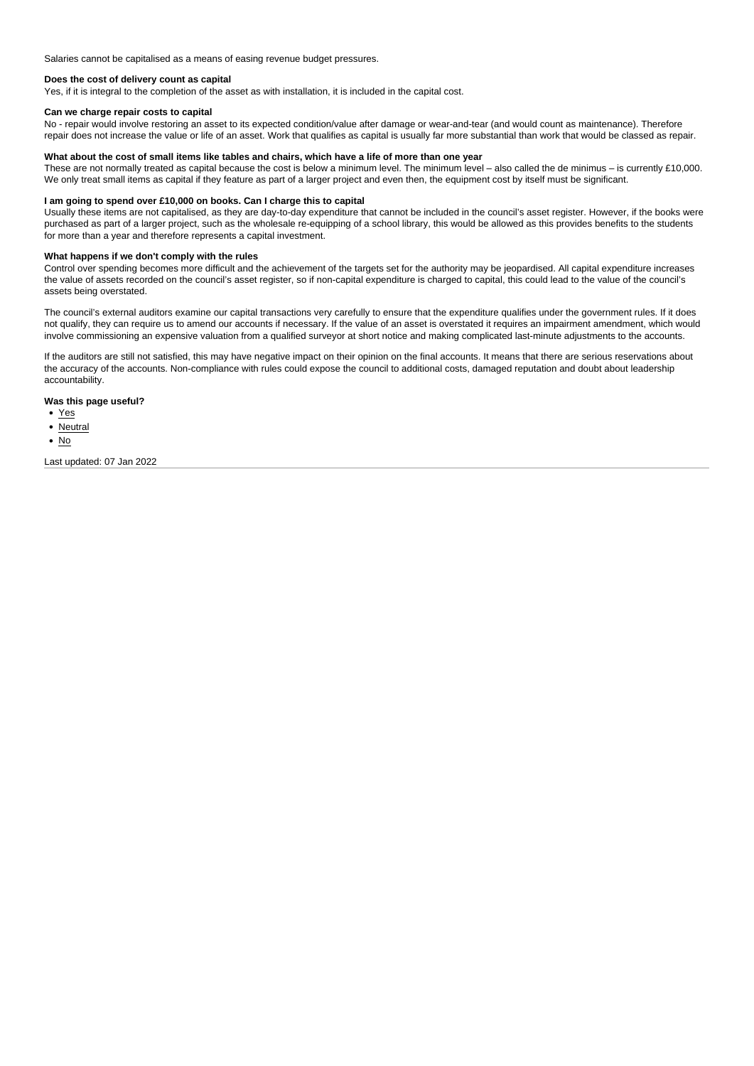Salaries cannot be capitalised as a means of easing revenue budget pressures.

**Does the cost of delivery count as capital**

Yes, if it is integral to the completion of the asset as with installation, it is included in the capital cost.

**Can we charge repair costs to capital**

No - repair would involve restoring an asset to its expected condition/value after damage or wear-and-tear (and would count as maintenance). Therefore repair does not increase the value or life of an asset. Work that qualifies as capital is usually far more substantial than work that would be classed as repair.

**What about the cost of small items like tables and chairs, which have a life of more than one year**

These are not normally treated as capital because the cost is below a minimum level. The minimum level – also called the de minimus – is currently £10,000. We only treat small items as capital if they feature as part of a larger project and even then, the equipment cost by itself must be significant.

**I am going to spend over £10,000 on books. Can I charge this to capital**

Usually these items are not capitalised, as they are day-to-day expenditure that cannot be included in the council's asset register. However, if the books were purchased as part of a larger project, such as the wholesale re-equipping of a school library, this would be allowed as this provides benefits to the students for more than a year and therefore represents a capital investment.

**What happens if we don't comply with the rules**

Control over spending becomes more difficult and the achievement of the targets set for the authority may be jeopardised. All capital expenditure increases the value of assets recorded on the council's asset register, so if non-capital expenditure is charged to capital, this could lead to the value of the council's assets being overstated.

The council's external auditors examine our capital transactions very carefully to ensure that the expenditure qualifies under the government rules. If it does not qualify, they can require us to amend our accounts if necessary. If the value of an asset is overstated it requires an impairment amendment, which would involve commissioning an expensive valuation from a qualified surveyor at short notice and making complicated last-minute adjustments to the accounts.

If the auditors are still not satisfied, this may have negative impact on their opinion on the final accounts. It means that there are serious reservations about the accuracy of the accounts. Non-compliance with rules could expose the council to additional costs, damaged reputation and doubt about leadership accountability.

**Was this page useful?**

- Yes
- Neutral
- No

Last updated: 07 Jan 2022